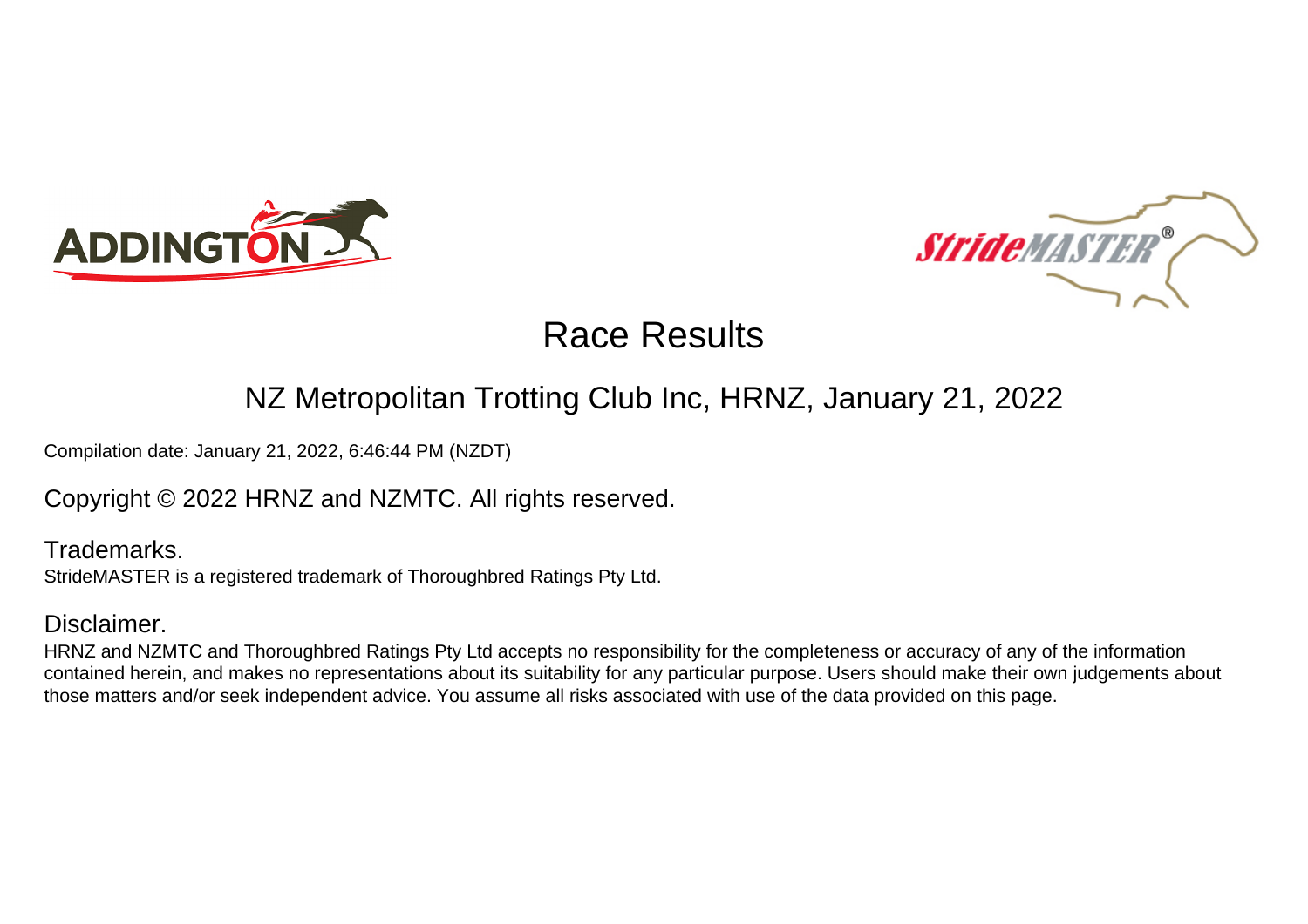# Race Results

## NZ Metropolitan Trotting Club Inc, HRNZ, January 21, 2022

Compilation date: January 21, 2022, 6:46:44 PM (NZDT)

Copyright © 2022 HRNZ and NZMTC. All rights reserved.

### Trademarks.

StrideMASTER is a registered trademark of Thoroughbred Ratings Pty Ltd.

### Disclaimer.

HRNZ and NZMTC and Thoroughbred Ratings Pty Ltd accepts no responsibility for the completeness or accuracy of any of the information contained herein, and makes no representations about its suitability for any particular purpose. Users should make their own judgements about those matters and/or seek independent advice. You assume all risks associated with use of the data provided on this page.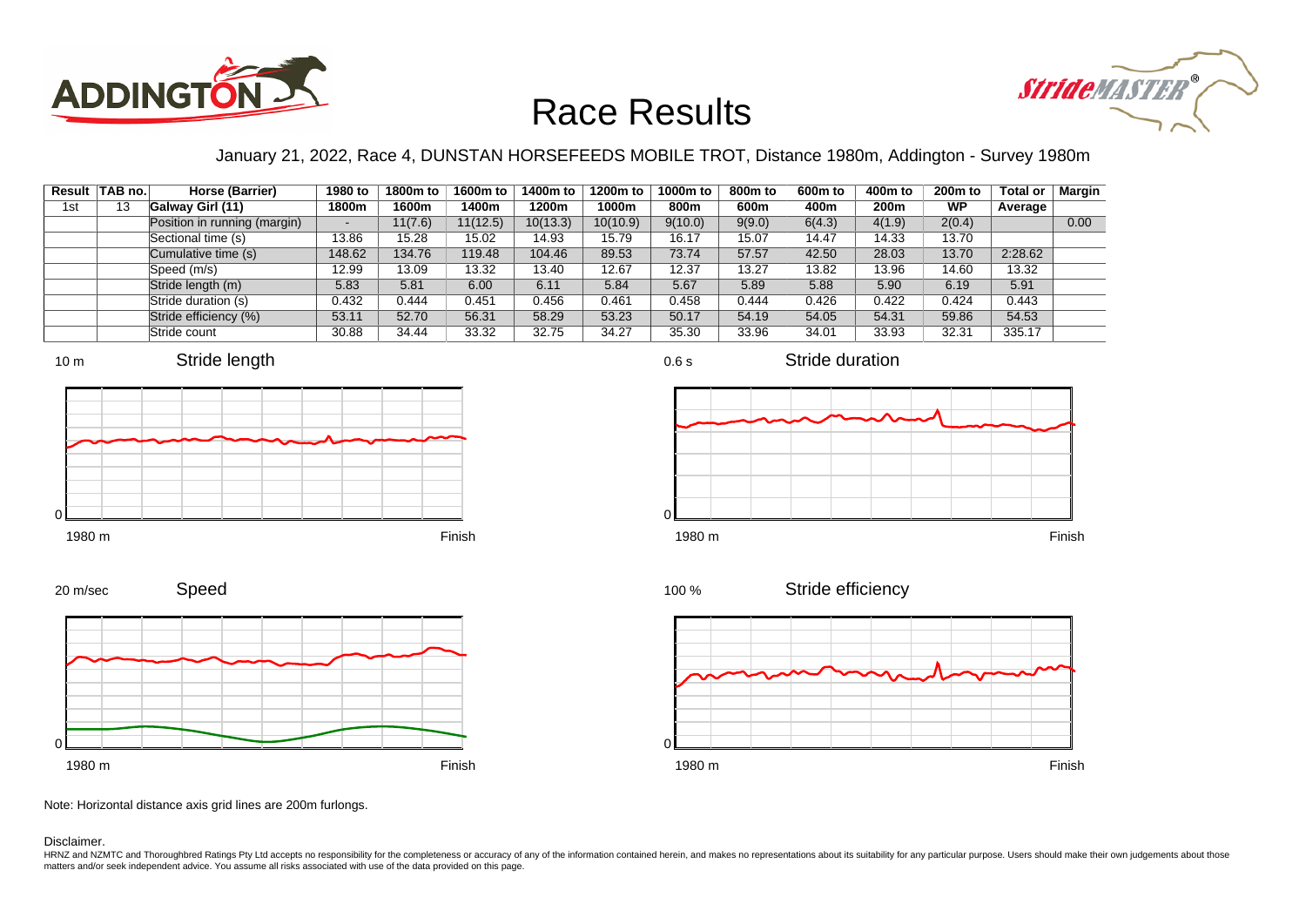# Race Results

January 21, 2022, Race 4, DUNSTAN HORSEFEEDS MOBILE TROT, Distance 1980m, Addington - Survey 1980m

| Result | TAB no. | Horse (Barrier) | 1980 to 1800m | 1800m to 1600m | 1600m to 1400m | 1400m to 1200m | 1200m to 1000m | 1000m to 800m | 800m to 600m | 600m to 400m | 400m to 200m | 200m to WP | Total or Average | Margin |
|---|---|---|---|---|---|---|---|---|---|---|---|---|---|---|
| 1st | 13 | Galway Girl (11) | | | | | | | | | | | | |
| | | Position in running (margin) | - | 11(7.6) | 11(12.5) | 10(13.3) | 10(10.9) | 9(10.0) | 9(9.0) | 6(4.3) | 4(1.9) | 2(0.4) | | 0.00 |
| | | Sectional time (s) | 13.86 | 15.28 | 15.02 | 14.93 | 15.79 | 16.17 | 15.07 | 14.47 | 14.33 | 13.70 | | |
| | | Cumulative time (s) | 148.62 | 134.76 | 119.48 | 104.46 | 89.53 | 73.74 | 57.57 | 42.50 | 28.03 | 13.70 | 2:28.62 | |
| | | Speed (m/s) | 12.99 | 13.09 | 13.32 | 13.40 | 12.67 | 12.37 | 13.27 | 13.82 | 13.96 | 14.60 | 13.32 | |
| | | Stride length (m) | 5.83 | 5.81 | 6.00 | 6.11 | 5.84 | 5.67 | 5.89 | 5.88 | 5.90 | 6.19 | 5.91 | |
| | | Stride duration (s) | 0.432 | 0.444 | 0.451 | 0.456 | 0.461 | 0.458 | 0.444 | 0.426 | 0.422 | 0.424 | 0.443 | |
| | | Stride efficiency (%) | 53.11 | 52.70 | 56.31 | 58.29 | 53.23 | 50.17 | 54.19 | 54.05 | 54.31 | 59.86 | 54.53 | |
| | | Stride count | 30.88 | 34.44 | 33.32 | 32.75 | 34.27 | 35.30 | 33.96 | 34.01 | 33.93 | 32.31 | 335.17 | |

Note: Horizontal distance axis grid lines are 200m furlongs.

Disclaimer.

HRNZ and NZMTC and Thoroughbred Ratings Pty Ltd accepts no responsibility for the completeness or accuracy of any of the information contained herein, and makes no representations about its suitability for any particular purpose. Users should make their own judgements about those matters and/or seek independent advice. You assume all risks associated with use of the data provided on this page.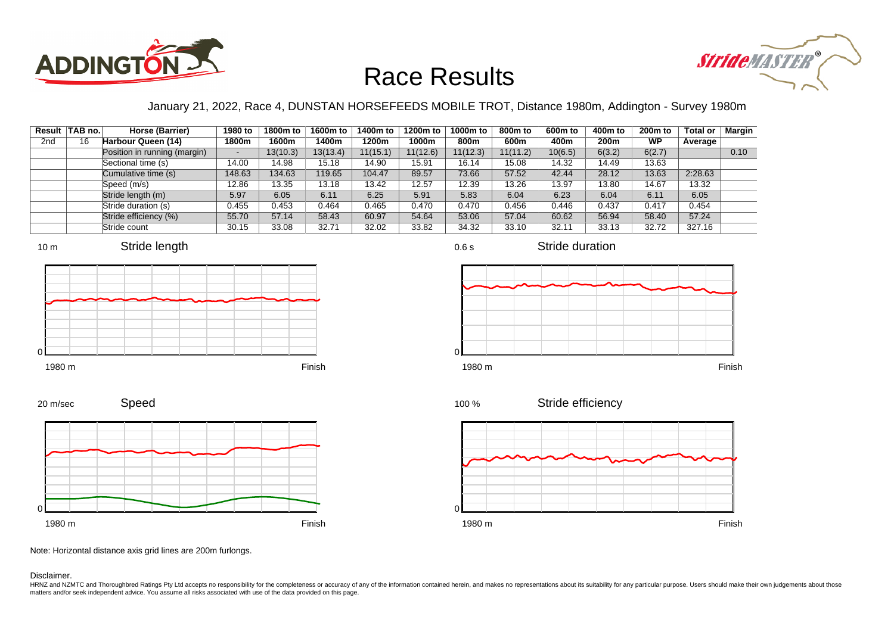# Race Results

January 21, 2022, Race 4, DUNSTAN HORSEFEEDS MOBILE TROT, Distance 1980m, Addington - Survey 1980m

| Result | TAB no. | Horse (Barrier) | 1980 to 1800m | 1800m to 1600m | 1600m to 1400m | 1400m to 1200m | 1200m to 1000m | 1000m to 800m | 800m to 600m | 600m to 400m | 400m to 200m | 200m to WP | Total or Average | Margin |
|---|---|---|---|---|---|---|---|---|---|---|---|---|---|---|
| 2nd | 16 | **Harbour Queen (14)** | | | | | | | | | | | | |
| | | Position in running (margin) | - | 13(10.3) | 13(13.4) | 11(15.1) | 11(12.6) | 11(12.3) | 11(11.2) | 10(6.5) | 6(3.2) | 6(2.7) | | 0.10 |
| | | Sectional time (s) | 14.00 | 14.98 | 15.18 | 14.90 | 15.91 | 16.14 | 15.08 | 14.32 | 14.49 | 13.63 | | |
| | | Cumulative time (s) | 148.63 | 134.63 | 119.65 | 104.47 | 89.57 | 73.66 | 57.52 | 42.44 | 28.12 | 13.63 | 2:28.63 | |
| | | Speed (m/s) | 12.86 | 13.35 | 13.18 | 13.42 | 12.57 | 12.39 | 13.26 | 13.97 | 13.80 | 14.67 | 13.32 | |
| | | Stride length (m) | 5.97 | 6.05 | 6.11 | 6.25 | 5.91 | 5.83 | 6.04 | 6.23 | 6.04 | 6.11 | 6.05 | |
| | | Stride duration (s) | 0.455 | 0.453 | 0.464 | 0.465 | 0.470 | 0.470 | 0.456 | 0.446 | 0.437 | 0.417 | 0.454 | |
| | | Stride efficiency (%) | 55.70 | 57.14 | 58.43 | 60.97 | 54.64 | 53.06 | 57.04 | 60.62 | 56.94 | 58.40 | 57.24 | |
| | | Stride count | 30.15 | 33.08 | 32.71 | 32.02 | 33.82 | 34.32 | 33.10 | 32.11 | 33.13 | 32.72 | 327.16 | |

Note: Horizontal distance axis grid lines are 200m furlongs.

Disclaimer.

HRNZ and NZMTC and Thoroughbred Ratings Pty Ltd accepts no responsibility for the completeness or accuracy of any of the information contained herein, and makes no representations about its suitability for any particular purpose. Users should make their own judgements about those matters and/or seek independent advice. You assume all risks associated with use of the data provided on this page.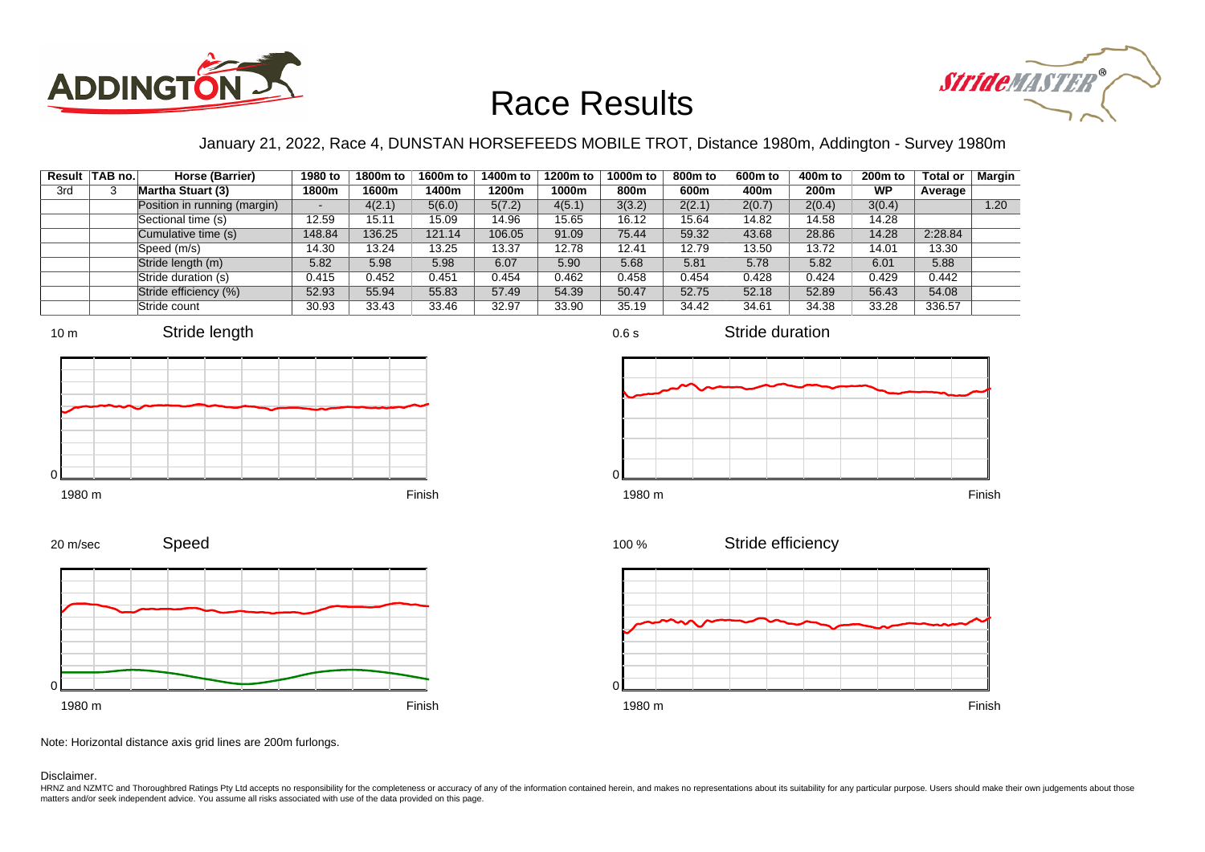# Race Results

January 21, 2022, Race 4, DUNSTAN HORSEFEEDS MOBILE TROT, Distance 1980m, Addington - Survey 1980m

| Result | TAB no. | Horse (Barrier) | 1980 to 1800m | 1800m to 1600m | 1600m to 1400m | 1400m to 1200m | 1200m to 1000m | 1000m to 800m | 800m to 600m | 600m to 400m | 400m to 200m | 200m to WP | Total or Average | Margin |
|---|---|---|---|---|---|---|---|---|---|---|---|---|---|---|
| 3rd | 3 | **Martha Stuart (3)** | | | | | | | | | | | | |
| | | Position in running (margin) | - | 4(2.1) | 5(6.0) | 5(7.2) | 4(5.1) | 3(3.2) | 2(2.1) | 2(0.7) | 2(0.4) | 3(0.4) | | 1.20 |
| | | Sectional time (s) | 12.59 | 15.11 | 15.09 | 14.96 | 15.65 | 16.12 | 15.64 | 14.82 | 14.58 | 14.28 | | |
| | | Cumulative time (s) | 148.84 | 136.25 | 121.14 | 106.05 | 91.09 | 75.44 | 59.32 | 43.68 | 28.86 | 14.28 | 2:28.84 | |
| | | Speed (m/s) | 14.30 | 13.24 | 13.25 | 13.37 | 12.78 | 12.41 | 12.79 | 13.50 | 13.72 | 14.01 | 13.30 | |
| | | Stride length (m) | 5.82 | 5.98 | 5.98 | 6.07 | 5.90 | 5.68 | 5.81 | 5.78 | 5.82 | 6.01 | 5.88 | |
| | | Stride duration (s) | 0.415 | 0.452 | 0.451 | 0.454 | 0.462 | 0.458 | 0.454 | 0.428 | 0.424 | 0.429 | 0.442 | |
| | | Stride efficiency (%) | 52.93 | 55.94 | 55.83 | 57.49 | 54.39 | 50.47 | 52.75 | 52.18 | 52.89 | 56.43 | 54.08 | |
| | | Stride count | 30.93 | 33.43 | 33.46 | 32.97 | 33.90 | 35.19 | 34.42 | 34.61 | 34.38 | 33.28 | 336.57 | |

Note: Horizontal distance axis grid lines are 200m furlongs.

Disclaimer.

HRNZ and NZMTC and Thoroughbred Ratings Pty Ltd accepts no responsibility for the completeness or accuracy of any of the information contained herein, and makes no representations about its suitability for any particular purpose. Users should make their own judgements about those matters and/or seek independent advice. You assume all risks associated with use of the data provided on this page.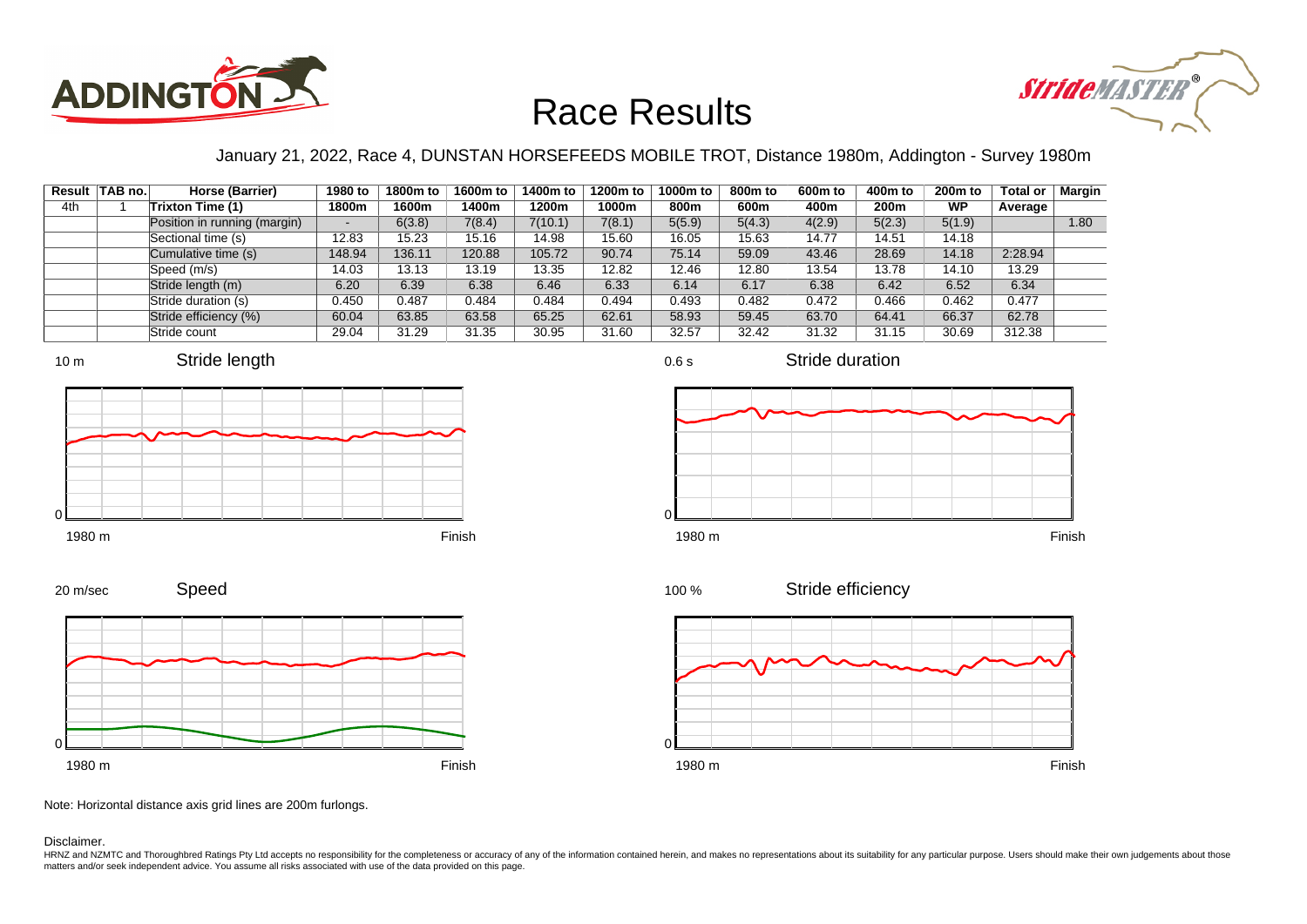# Race Results

January 21, 2022, Race 4, DUNSTAN HORSEFEEDS MOBILE TROT, Distance 1980m, Addington - Survey 1980m

| Result | TAB no. | Horse (Barrier) | 1980 to 1800m | 1800m to 1600m | 1600m to 1400m | 1400m to 1200m | 1200m to 1000m | 1000m to 800m | 800m to 600m | 600m to 400m | 400m to 200m | 200m to WP | Total or Average | Margin |
|---|---|---|---|---|---|---|---|---|---|---|---|---|---|---|
| 4th | 1 | Trixton Time (1) | | | | | | | | | | | | |
| | | Position in running (margin) | - | 6(3.8) | 7(8.4) | 7(10.1) | 7(8.1) | 5(5.9) | 5(4.3) | 4(2.9) | 5(2.3) | 5(1.9) | | 1.80 |
| | | Sectional time (s) | 12.83 | 15.23 | 15.16 | 14.98 | 15.60 | 16.05 | 15.63 | 14.77 | 14.51 | 14.18 | | |
| | | Cumulative time (s) | 148.94 | 136.11 | 120.88 | 105.72 | 90.74 | 75.14 | 59.09 | 43.46 | 28.69 | 14.18 | 2:28.94 | |
| | | Speed (m/s) | 14.03 | 13.13 | 13.19 | 13.35 | 12.82 | 12.46 | 12.80 | 13.54 | 13.78 | 14.10 | 13.29 | |
| | | Stride length (m) | 6.20 | 6.39 | 6.38 | 6.46 | 6.33 | 6.14 | 6.17 | 6.38 | 6.42 | 6.52 | 6.34 | |
| | | Stride duration (s) | 0.450 | 0.487 | 0.484 | 0.484 | 0.494 | 0.493 | 0.482 | 0.472 | 0.466 | 0.462 | 0.477 | |
| | | Stride efficiency (%) | 60.04 | 63.85 | 63.58 | 65.25 | 62.61 | 58.93 | 59.45 | 63.70 | 64.41 | 66.37 | 62.78 | |
| | | Stride count | 29.04 | 31.29 | 31.35 | 30.95 | 31.60 | 32.57 | 32.42 | 31.32 | 31.15 | 30.69 | 312.38 | |

Note: Horizontal distance axis grid lines are 200m furlongs.

Disclaimer.

HRNZ and NZMTC and Thoroughbred Ratings Pty Ltd accepts no responsibility for the completeness or accuracy of any of the information contained herein, and makes no representations about its suitability for any particular purpose. Users should make their own judgements about those matters and/or seek independent advice. You assume all risks associated with use of the data provided on this page.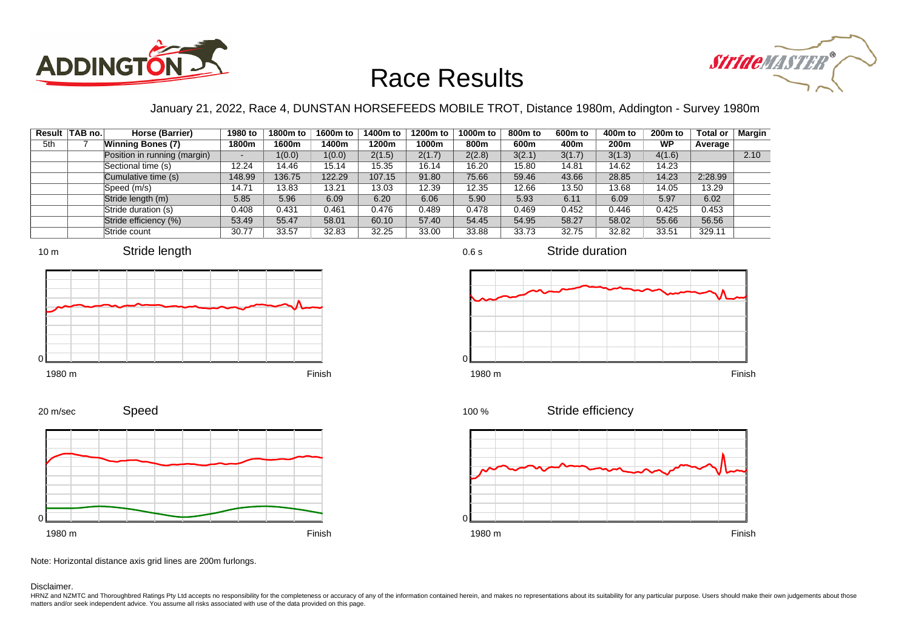# Race Results

January 21, 2022, Race 4, DUNSTAN HORSEFEEDS MOBILE TROT, Distance 1980m, Addington - Survey 1980m

| Result | TAB no. | Horse (Barrier) | 1980 to 1800m | 1800m to 1600m | 1600m to 1400m | 1400m to 1200m | 1200m to 1000m | 1000m to 800m | 800m to 600m | 600m to 400m | 400m to 200m | 200m to WP | Total or Average | Margin |
|---|---|---|---|---|---|---|---|---|---|---|---|---|---|---|
| 5th | 7 | **Winning Bones (7)** | | | | | | | | | | | | |
| | | Position in running (margin) | - | 1(0.0) | 1(0.0) | 2(1.5) | 2(1.7) | 2(2.8) | 3(2.1) | 3(1.7) | 3(1.3) | 4(1.6) | | 2.10 |
| | | Sectional time (s) | 12.24 | 14.46 | 15.14 | 15.35 | 16.14 | 16.20 | 15.80 | 14.81 | 14.62 | 14.23 | | |
| | | Cumulative time (s) | 148.99 | 136.75 | 122.29 | 107.15 | 91.80 | 75.66 | 59.46 | 43.66 | 28.85 | 14.23 | 2:28.99 | |
| | | Speed (m/s) | 14.71 | 13.83 | 13.21 | 13.03 | 12.39 | 12.35 | 12.66 | 13.50 | 13.68 | 14.05 | 13.29 | |
| | | Stride length (m) | 5.85 | 5.96 | 6.09 | 6.20 | 6.06 | 5.90 | 5.93 | 6.11 | 6.09 | 5.97 | 6.02 | |
| | | Stride duration (s) | 0.408 | 0.431 | 0.461 | 0.476 | 0.489 | 0.478 | 0.469 | 0.452 | 0.446 | 0.425 | 0.453 | |
| | | Stride efficiency (%) | 53.49 | 55.47 | 58.01 | 60.10 | 57.40 | 54.45 | 54.95 | 58.27 | 58.02 | 55.66 | 56.56 | |
| | | Stride count | 30.77 | 33.57 | 32.83 | 32.25 | 33.00 | 33.88 | 33.73 | 32.75 | 32.82 | 33.51 | 329.11 | |

Note: Horizontal distance axis grid lines are 200m furlongs.

Disclaimer.

HRNZ and NZMTC and Thoroughbred Ratings Pty Ltd accepts no responsibility for the completeness or accuracy of any of the information contained herein, and makes no representations about its suitability for any particular purpose. Users should make their own judgements about those matters and/or seek independent advice. You assume all risks associated with use of the data provided on this page.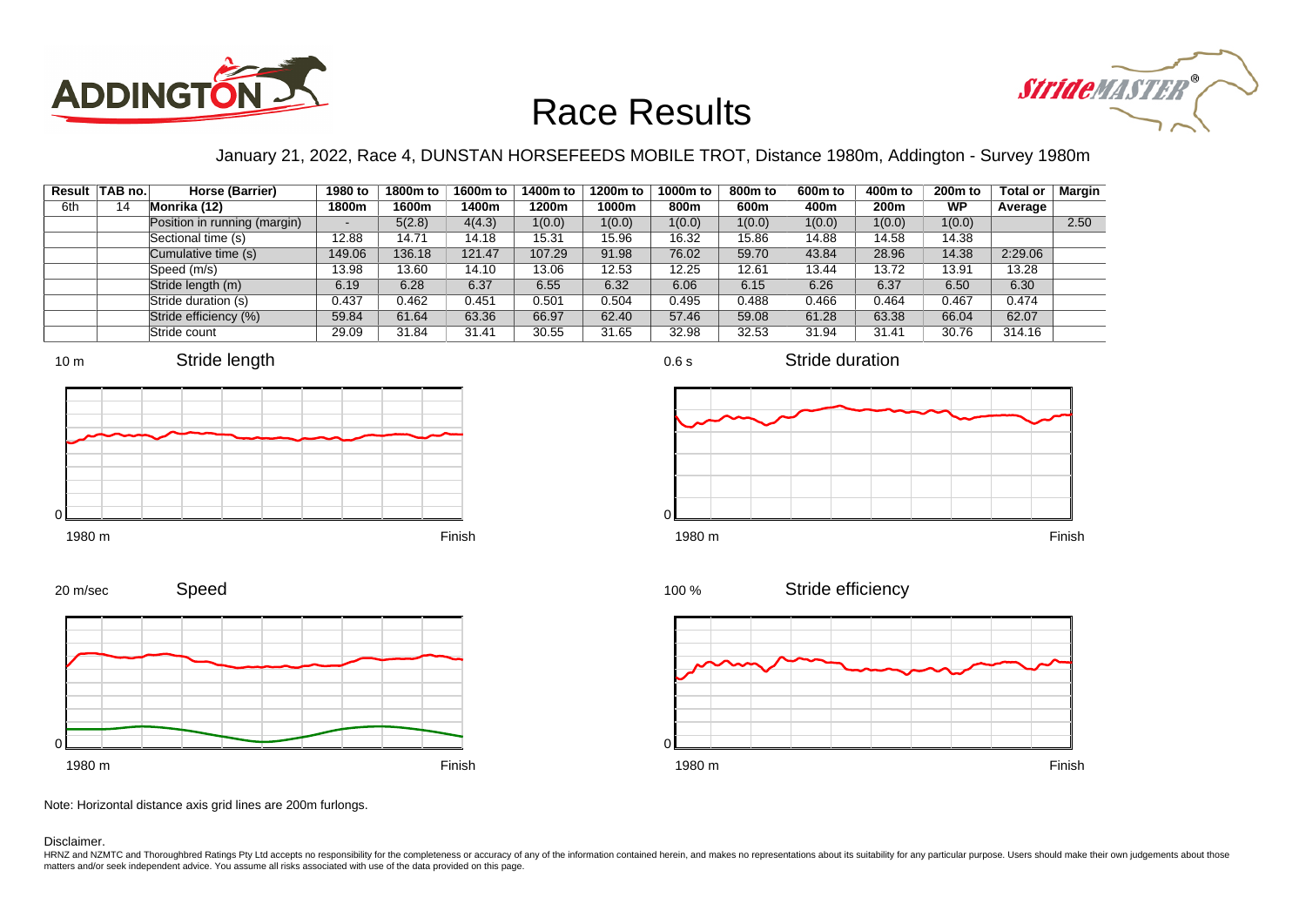# Race Results

January 21, 2022, Race 4, DUNSTAN HORSEFEEDS MOBILE TROT, Distance 1980m, Addington - Survey 1980m

| Result | TAB no. | Horse (Barrier) | 1980 to 1800m | 1800m to 1600m | 1600m to 1400m | 1400m to 1200m | 1200m to 1000m | 1000m to 800m | 800m to 600m | 600m to 400m | 400m to 200m | 200m to WP | Total or Average | Margin |
|---|---|---|---|---|---|---|---|---|---|---|---|---|---|---|
| 6th | 14 | Monrika (12) | | | | | | | | | | | | |
| | | Position in running (margin) | - | 5(2.8) | 4(4.3) | 1(0.0) | 1(0.0) | 1(0.0) | 1(0.0) | 1(0.0) | 1(0.0) | 1(0.0) | | 2.50 |
| | | Sectional time (s) | 12.88 | 14.71 | 14.18 | 15.31 | 15.96 | 16.32 | 15.86 | 14.88 | 14.58 | 14.38 | | |
| | | Cumulative time (s) | 149.06 | 136.18 | 121.47 | 107.29 | 91.98 | 76.02 | 59.70 | 43.84 | 28.96 | 14.38 | 2:29.06 | |
| | | Speed (m/s) | 13.98 | 13.60 | 14.10 | 13.06 | 12.53 | 12.25 | 12.61 | 13.44 | 13.72 | 13.91 | 13.28 | |
| | | Stride length (m) | 6.19 | 6.28 | 6.37 | 6.55 | 6.32 | 6.06 | 6.15 | 6.26 | 6.37 | 6.50 | 6.30 | |
| | | Stride duration (s) | 0.437 | 0.462 | 0.451 | 0.501 | 0.504 | 0.495 | 0.488 | 0.466 | 0.464 | 0.467 | 0.474 | |
| | | Stride efficiency (%) | 59.84 | 61.64 | 63.36 | 66.97 | 62.40 | 57.46 | 59.08 | 61.28 | 63.38 | 66.04 | 62.07 | |
| | | Stride count | 29.09 | 31.84 | 31.41 | 30.55 | 31.65 | 32.98 | 32.53 | 31.94 | 31.41 | 30.76 | 314.16 | |

Note: Horizontal distance axis grid lines are 200m furlongs.

Disclaimer.

HRNZ and NZMTC and Thoroughbred Ratings Pty Ltd accepts no responsibility for the completeness or accuracy of any of the information contained herein, and makes no representations about its suitability for any particular purpose. Users should make their own judgements about those matters and/or seek independent advice. You assume all risks associated with use of the data provided on this page.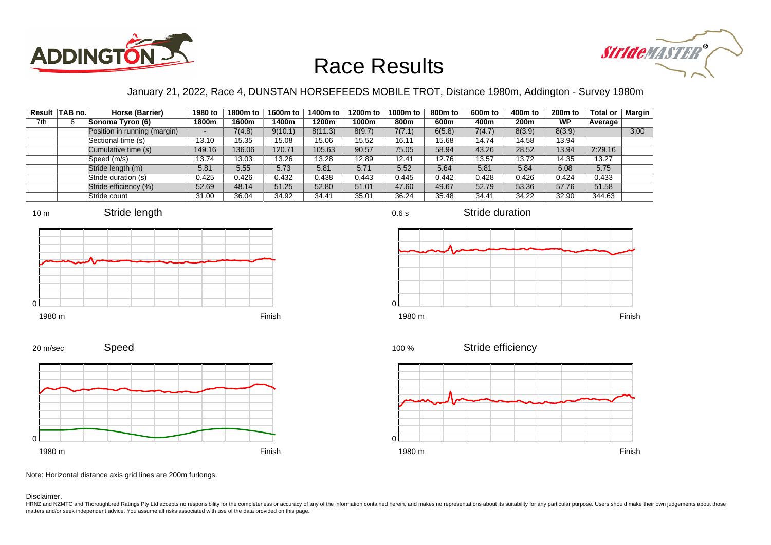# Race Results

January 21, 2022, Race 4, DUNSTAN HORSEFEEDS MOBILE TROT, Distance 1980m, Addington - Survey 1980m

| Result | TAB no. | Horse (Barrier) | 1980 to 1800m | 1800m to 1600m | 1600m to 1400m | 1400m to 1200m | 1200m to 1000m | 1000m to 800m | 800m to 600m | 600m to 400m | 400m to 200m | 200m to WP | Total or Average | Margin |
|---|---|---|---|---|---|---|---|---|---|---|---|---|---|---|
| 7th | 6 | **Sonoma Tyron (6)** | | | | | | | | | | | | |
| | | Position in running (margin) | - | 7(4.8) | 9(10.1) | 8(11.3) | 8(9.7) | 7(7.1) | 6(5.8) | 7(4.7) | 8(3.9) | 8(3.9) | | 3.00 |
| | | Sectional time (s) | 13.10 | 15.35 | 15.08 | 15.06 | 15.52 | 16.11 | 15.68 | 14.74 | 14.58 | 13.94 | | |
| | | Cumulative time (s) | 149.16 | 136.06 | 120.71 | 105.63 | 90.57 | 75.05 | 58.94 | 43.26 | 28.52 | 13.94 | 2:29.16 | |
| | | Speed (m/s) | 13.74 | 13.03 | 13.26 | 13.28 | 12.89 | 12.41 | 12.76 | 13.57 | 13.72 | 14.35 | 13.27 | |
| | | Stride length (m) | 5.81 | 5.55 | 5.73 | 5.81 | 5.71 | 5.52 | 5.64 | 5.81 | 5.84 | 6.08 | 5.75 | |
| | | Stride duration (s) | 0.425 | 0.426 | 0.432 | 0.438 | 0.443 | 0.445 | 0.442 | 0.428 | 0.426 | 0.424 | 0.433 | |
| | | Stride efficiency (%) | 52.69 | 48.14 | 51.25 | 52.80 | 51.01 | 47.60 | 49.67 | 52.79 | 53.36 | 57.76 | 51.58 | |
| | | Stride count | 31.00 | 36.04 | 34.92 | 34.41 | 35.01 | 36.24 | 35.48 | 34.41 | 34.22 | 32.90 | 344.63 | |

Note: Horizontal distance axis grid lines are 200m furlongs.

Disclaimer.

HRNZ and NZMTC and Thoroughbred Ratings Pty Ltd accepts no responsibility for the completeness or accuracy of any of the information contained herein, and makes no representations about its suitability for any particular purpose. Users should make their own judgements about those matters and/or seek independent advice. You assume all risks associated with use of the data provided on this page.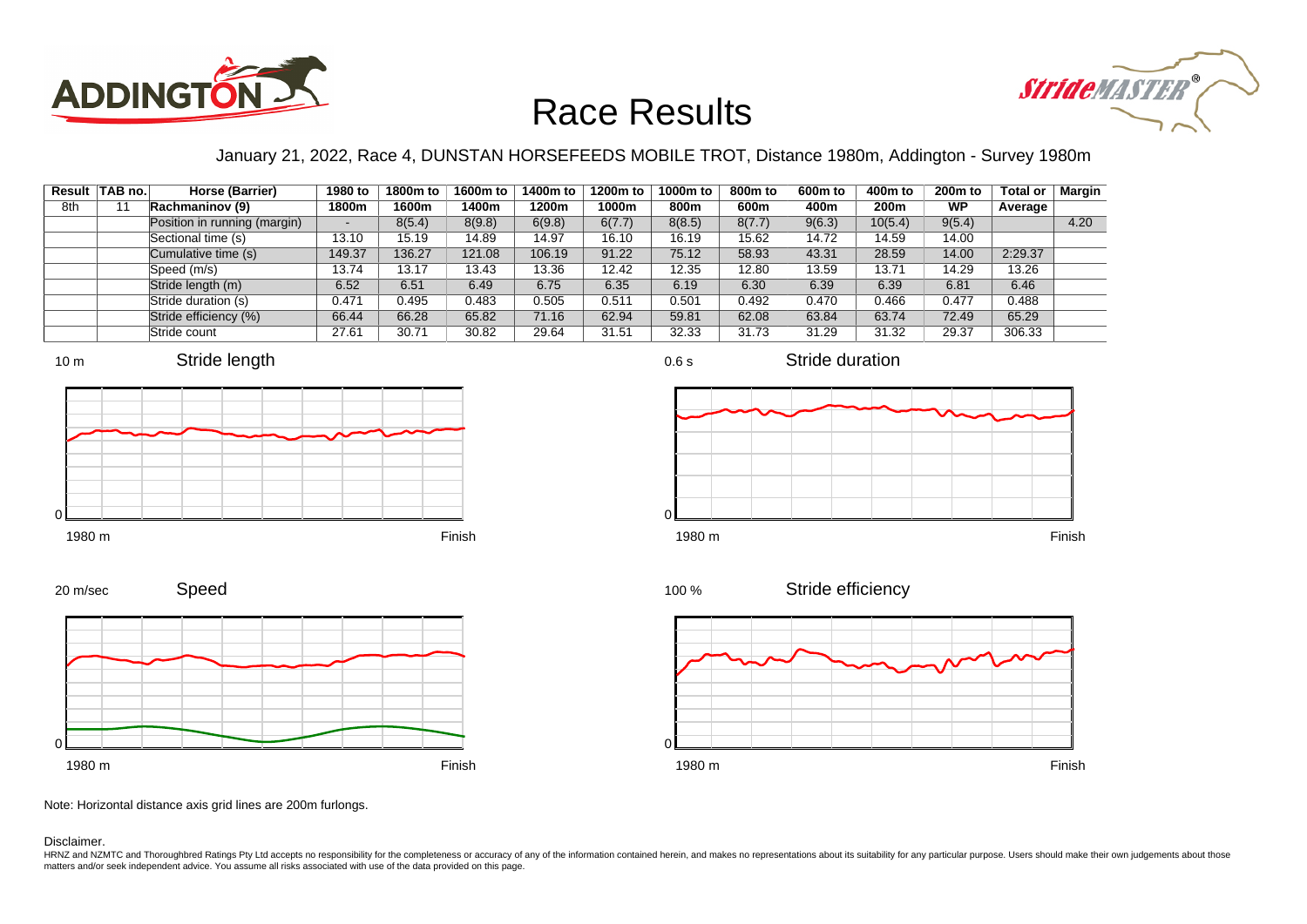# Race Results

January 21, 2022, Race 4, DUNSTAN HORSEFEEDS MOBILE TROT, Distance 1980m, Addington - Survey 1980m

| Result | TAB no. | Horse (Barrier) | 1980 to 1800m | 1800m to 1600m | 1600m to 1400m | 1400m to 1200m | 1200m to 1000m | 1000m to 800m | 800m to 600m | 600m to 400m | 400m to 200m | 200m to WP | Total or Average | Margin |
|---|---|---|---|---|---|---|---|---|---|---|---|---|---|---|
| 8th | 11 | Rachmaninov (9) | | | | | | | | | | | | |
| | | Position in running (margin) | - | 8(5.4) | 8(9.8) | 6(9.8) | 6(7.7) | 8(8.5) | 8(7.7) | 9(6.3) | 10(5.4) | 9(5.4) | | 4.20 |
| | | Sectional time (s) | 13.10 | 15.19 | 14.89 | 14.97 | 16.10 | 16.19 | 15.62 | 14.72 | 14.59 | 14.00 | | |
| | | Cumulative time (s) | 149.37 | 136.27 | 121.08 | 106.19 | 91.22 | 75.12 | 58.93 | 43.31 | 28.59 | 14.00 | 2:29.37 | |
| | | Speed (m/s) | 13.74 | 13.17 | 13.43 | 13.36 | 12.42 | 12.35 | 12.80 | 13.59 | 13.71 | 14.29 | 13.26 | |
| | | Stride length (m) | 6.52 | 6.51 | 6.49 | 6.75 | 6.35 | 6.19 | 6.30 | 6.39 | 6.39 | 6.81 | 6.46 | |
| | | Stride duration (s) | 0.471 | 0.495 | 0.483 | 0.505 | 0.511 | 0.501 | 0.492 | 0.470 | 0.466 | 0.477 | 0.488 | |
| | | Stride efficiency (%) | 66.44 | 66.28 | 65.82 | 71.16 | 62.94 | 59.81 | 62.08 | 63.84 | 63.74 | 72.49 | 65.29 | |
| | | Stride count | 27.61 | 30.71 | 30.82 | 29.64 | 31.51 | 32.33 | 31.73 | 31.29 | 31.32 | 29.37 | 306.33 | |

Note: Horizontal distance axis grid lines are 200m furlongs.

Disclaimer.

HRNZ and NZMTC and Thoroughbred Ratings Pty Ltd accepts no responsibility for the completeness or accuracy of any of the information contained herein, and makes no representations about its suitability for any particular purpose. Users should make their own judgements about those matters and/or seek independent advice. You assume all risks associated with use of the data provided on this page.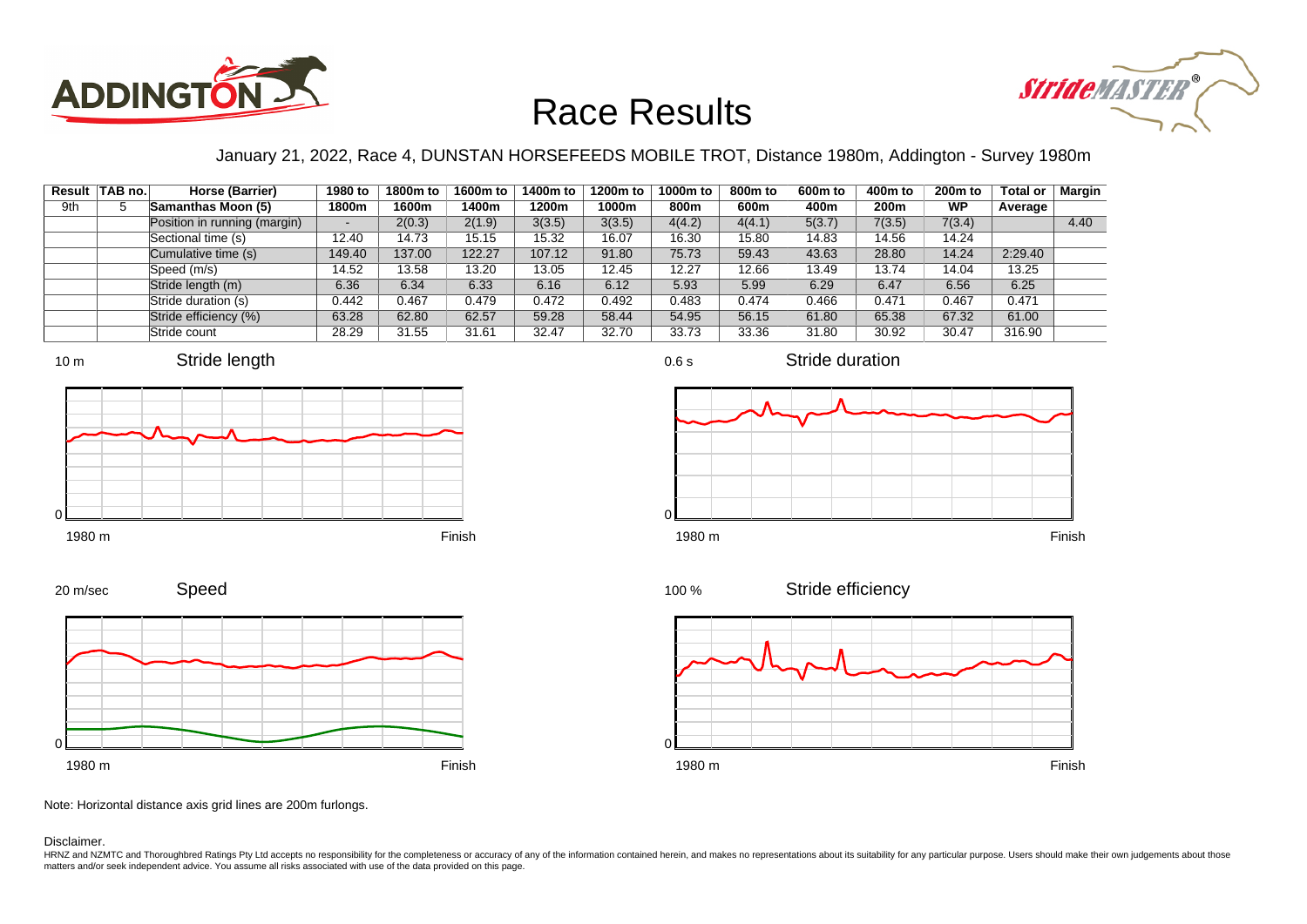# Race Results

January 21, 2022, Race 4, DUNSTAN HORSEFEEDS MOBILE TROT, Distance 1980m, Addington - Survey 1980m

| Result | TAB no. | Horse (Barrier) | 1980 to 1800m | 1800m to 1600m | 1600m to 1400m | 1400m to 1200m | 1200m to 1000m | 1000m to 800m | 800m to 600m | 600m to 400m | 400m to 200m | 200m to WP | Total or Average | Margin |
|---|---|---|---|---|---|---|---|---|---|---|---|---|---|---|
| 9th | 5 | Samanthas Moon (5) | | | | | | | | | | | | |
| | | Position in running (margin) | - | 2(0.3) | 2(1.9) | 3(3.5) | 3(3.5) | 4(4.2) | 4(4.1) | 5(3.7) | 7(3.5) | 7(3.4) | | 4.40 |
| | | Sectional time (s) | 12.40 | 14.73 | 15.15 | 15.32 | 16.07 | 16.30 | 15.80 | 14.83 | 14.56 | 14.24 | | |
| | | Cumulative time (s) | 149.40 | 137.00 | 122.27 | 107.12 | 91.80 | 75.73 | 59.43 | 43.63 | 28.80 | 14.24 | 2:29.40 | |
| | | Speed (m/s) | 14.52 | 13.58 | 13.20 | 13.05 | 12.45 | 12.27 | 12.66 | 13.49 | 13.74 | 14.04 | 13.25 | |
| | | Stride length (m) | 6.36 | 6.34 | 6.33 | 6.16 | 6.12 | 5.93 | 5.99 | 6.29 | 6.47 | 6.56 | 6.25 | |
| | | Stride duration (s) | 0.442 | 0.467 | 0.479 | 0.472 | 0.492 | 0.483 | 0.474 | 0.466 | 0.471 | 0.467 | 0.471 | |
| | | Stride efficiency (%) | 63.28 | 62.80 | 62.57 | 59.28 | 58.44 | 54.95 | 56.15 | 61.80 | 65.38 | 67.32 | 61.00 | |
| | | Stride count | 28.29 | 31.55 | 31.61 | 32.47 | 32.70 | 33.73 | 33.36 | 31.80 | 30.92 | 30.47 | 316.90 | |

Note: Horizontal distance axis grid lines are 200m furlongs.

Disclaimer.

HRNZ and NZMTC and Thoroughbred Ratings Pty Ltd accepts no responsibility for the completeness or accuracy of any of the information contained herein, and makes no representations about its suitability for any particular purpose. Users should make their own judgements about those matters and/or seek independent advice. You assume all risks associated with use of the data provided on this page.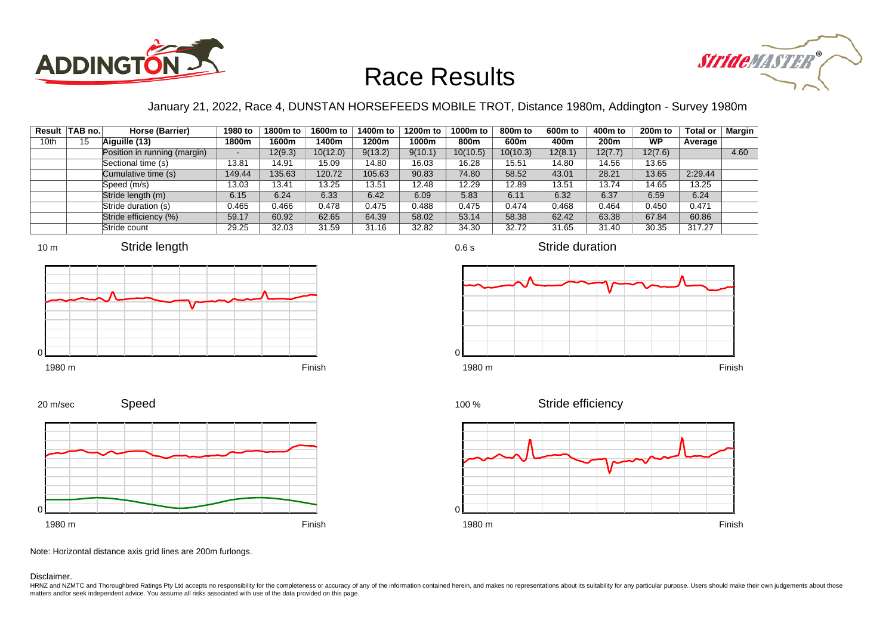# Race Results

January 21, 2022, Race 4, DUNSTAN HORSEFEEDS MOBILE TROT, Distance 1980m, Addington - Survey 1980m

| Result | TAB no. | Horse (Barrier) | 1980 to 1800m | 1800m to 1600m | 1600m to 1400m | 1400m to 1200m | 1200m to 1000m | 1000m to 800m | 800m to 600m | 600m to 400m | 400m to 200m | 200m to WP | Total or Average | Margin |
|---|---|---|---|---|---|---|---|---|---|---|---|---|---|---|
| 10th | 15 | Aiguille (13) | | | | | | | | | | | | |
| | | Position in running (margin) | - | 12(9.3) | 10(12.0) | 9(13.2) | 9(10.1) | 10(10.5) | 10(10.3) | 12(8.1) | 12(7.7) | 12(7.6) | | 4.60 |
| | | Sectional time (s) | 13.81 | 14.91 | 15.09 | 14.80 | 16.03 | 16.28 | 15.51 | 14.80 | 14.56 | 13.65 | | |
| | | Cumulative time (s) | 149.44 | 135.63 | 120.72 | 105.63 | 90.83 | 74.80 | 58.52 | 43.01 | 28.21 | 13.65 | 2:29.44 | |
| | | Speed (m/s) | 13.03 | 13.41 | 13.25 | 13.51 | 12.48 | 12.29 | 12.89 | 13.51 | 13.74 | 14.65 | 13.25 | |
| | | Stride length (m) | 6.15 | 6.24 | 6.33 | 6.42 | 6.09 | 5.83 | 6.11 | 6.32 | 6.37 | 6.59 | 6.24 | |
| | | Stride duration (s) | 0.465 | 0.466 | 0.478 | 0.475 | 0.488 | 0.475 | 0.474 | 0.468 | 0.464 | 0.450 | 0.471 | |
| | | Stride efficiency (%) | 59.17 | 60.92 | 62.65 | 64.39 | 58.02 | 53.14 | 58.38 | 62.42 | 63.38 | 67.84 | 60.86 | |
| | | Stride count | 29.25 | 32.03 | 31.59 | 31.16 | 32.82 | 34.30 | 32.72 | 31.65 | 31.40 | 30.35 | 317.27 | |

Note: Horizontal distance axis grid lines are 200m furlongs.

Disclaimer.

HRNZ and NZMTC and Thoroughbred Ratings Pty Ltd accepts no responsibility for the completeness or accuracy of any of the information contained herein, and makes no representations about its suitability for any particular purpose. Users should make their own judgements about those matters and/or seek independent advice. You assume all risks associated with use of the data provided on this page.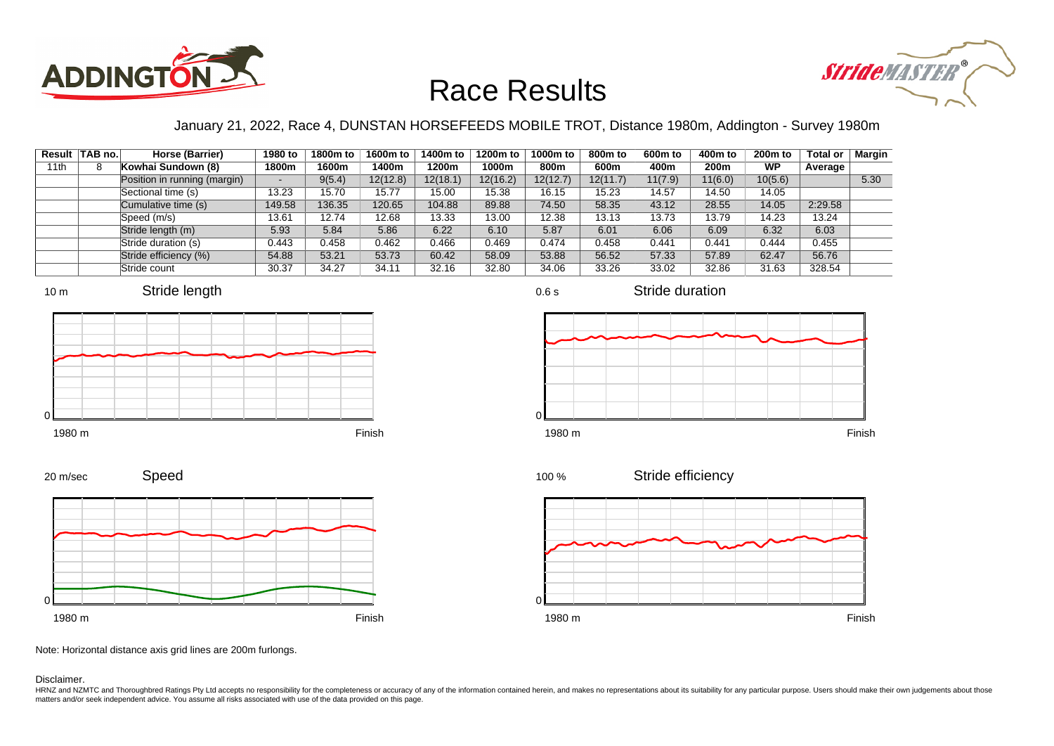# Race Results

January 21, 2022, Race 4, DUNSTAN HORSEFEEDS MOBILE TROT, Distance 1980m, Addington - Survey 1980m

| Result | TAB no. | Horse (Barrier) | 1980 to 1800m | 1800m to 1600m | 1600m to 1400m | 1400m to 1200m | 1200m to 1000m | 1000m to 800m | 800m to 600m | 600m to 400m | 400m to 200m | 200m to WP | Total or Average | Margin |
|---|---|---|---|---|---|---|---|---|---|---|---|---|---|---|
| 11th | 8 | Kowhai Sundown (8) | | | | | | | | | | | | |
| | | Position in running (margin) | - | 9(5.4) | 12(12.8) | 12(18.1) | 12(16.2) | 12(12.7) | 12(11.7) | 11(7.9) | 11(6.0) | 10(5.6) | | 5.30 |
| | | Sectional time (s) | 13.23 | 15.70 | 15.77 | 15.00 | 15.38 | 16.15 | 15.23 | 14.57 | 14.50 | 14.05 | | |
| | | Cumulative time (s) | 149.58 | 136.35 | 120.65 | 104.88 | 89.88 | 74.50 | 58.35 | 43.12 | 28.55 | 14.05 | 2:29.58 | |
| | | Speed (m/s) | 13.61 | 12.74 | 12.68 | 13.33 | 13.00 | 12.38 | 13.13 | 13.73 | 13.79 | 14.23 | 13.24 | |
| | | Stride length (m) | 5.93 | 5.84 | 5.86 | 6.22 | 6.10 | 5.87 | 6.01 | 6.06 | 6.09 | 6.32 | 6.03 | |
| | | Stride duration (s) | 0.443 | 0.458 | 0.462 | 0.466 | 0.469 | 0.474 | 0.458 | 0.441 | 0.441 | 0.444 | 0.455 | |
| | | Stride efficiency (%) | 54.88 | 53.21 | 53.73 | 60.42 | 58.09 | 53.88 | 56.52 | 57.33 | 57.89 | 62.47 | 56.76 | |
| | | Stride count | 30.37 | 34.27 | 34.11 | 32.16 | 32.80 | 34.06 | 33.26 | 33.02 | 32.86 | 31.63 | 328.54 | |

Note: Horizontal distance axis grid lines are 200m furlongs.

Disclaimer.

HRNZ and NZMTC and Thoroughbred Ratings Pty Ltd accepts no responsibility for the completeness or accuracy of any of the information contained herein, and makes no representations about its suitability for any particular purpose. Users should make their own judgements about those matters and/or seek independent advice. You assume all risks associated with use of the data provided on this page.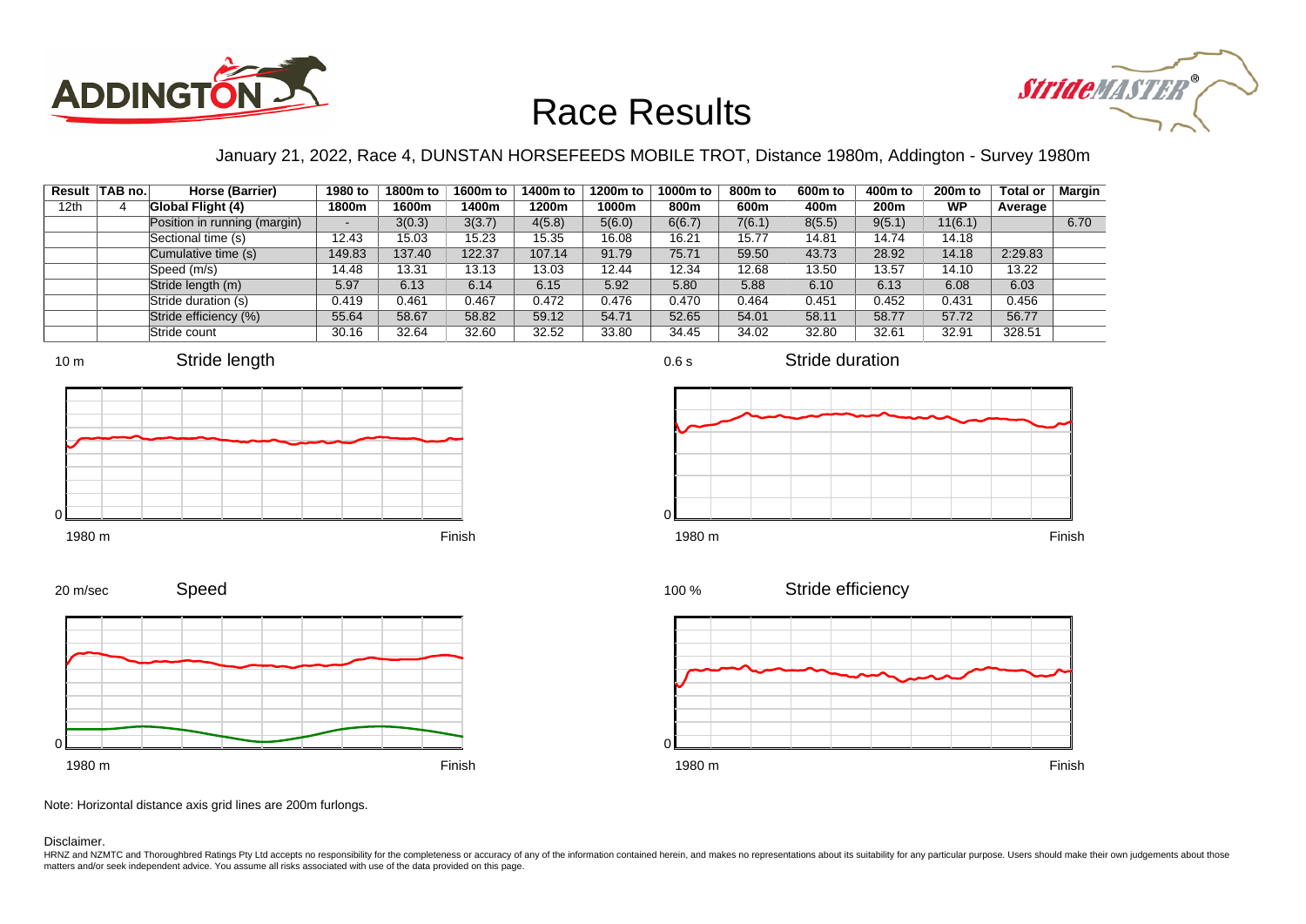# Race Results

January 21, 2022, Race 4, DUNSTAN HORSEFEEDS MOBILE TROT, Distance 1980m, Addington - Survey 1980m

| Result | TAB no. | Horse (Barrier) | 1980 to 1800m | 1800m to 1600m | 1600m to 1400m | 1400m to 1200m | 1200m to 1000m | 1000m to 800m | 800m to 600m | 600m to 400m | 400m to 200m | 200m to WP | Total or Average | Margin |
|---|---|---|---|---|---|---|---|---|---|---|---|---|---|---|
| 12th | 4 | **Global Flight (4)** | | | | | | | | | | | | |
| | | Position in running (margin) | - | 3(0.3) | 3(3.7) | 4(5.8) | 5(6.0) | 6(6.7) | 7(6.1) | 8(5.5) | 9(5.1) | 11(6.1) | | 6.70 |
| | | Sectional time (s) | 12.43 | 15.03 | 15.23 | 15.35 | 16.08 | 16.21 | 15.77 | 14.81 | 14.74 | 14.18 | | |
| | | Cumulative time (s) | 149.83 | 137.40 | 122.37 | 107.14 | 91.79 | 75.71 | 59.50 | 43.73 | 28.92 | 14.18 | 2:29.83 | |
| | | Speed (m/s) | 14.48 | 13.31 | 13.13 | 13.03 | 12.44 | 12.34 | 12.68 | 13.50 | 13.57 | 14.10 | 13.22 | |
| | | Stride length (m) | 5.97 | 6.13 | 6.14 | 6.15 | 5.92 | 5.80 | 5.88 | 6.10 | 6.13 | 6.08 | 6.03 | |
| | | Stride duration (s) | 0.419 | 0.461 | 0.467 | 0.472 | 0.476 | 0.470 | 0.464 | 0.451 | 0.452 | 0.431 | 0.456 | |
| | | Stride efficiency (%) | 55.64 | 58.67 | 58.82 | 59.12 | 54.71 | 52.65 | 54.01 | 58.11 | 58.77 | 57.72 | 56.77 | |
| | | Stride count | 30.16 | 32.64 | 32.60 | 32.52 | 33.80 | 34.45 | 34.02 | 32.80 | 32.61 | 32.91 | 328.51 | |

Note: Horizontal distance axis grid lines are 200m furlongs.

Disclaimer.

HRNZ and NZMTC and Thoroughbred Ratings Pty Ltd accepts no responsibility for the completeness or accuracy of any of the information contained herein, and makes no representations about its suitability for any particular purpose. Users should make their own judgements about those matters and/or seek independent advice. You assume all risks associated with use of the data provided on this page.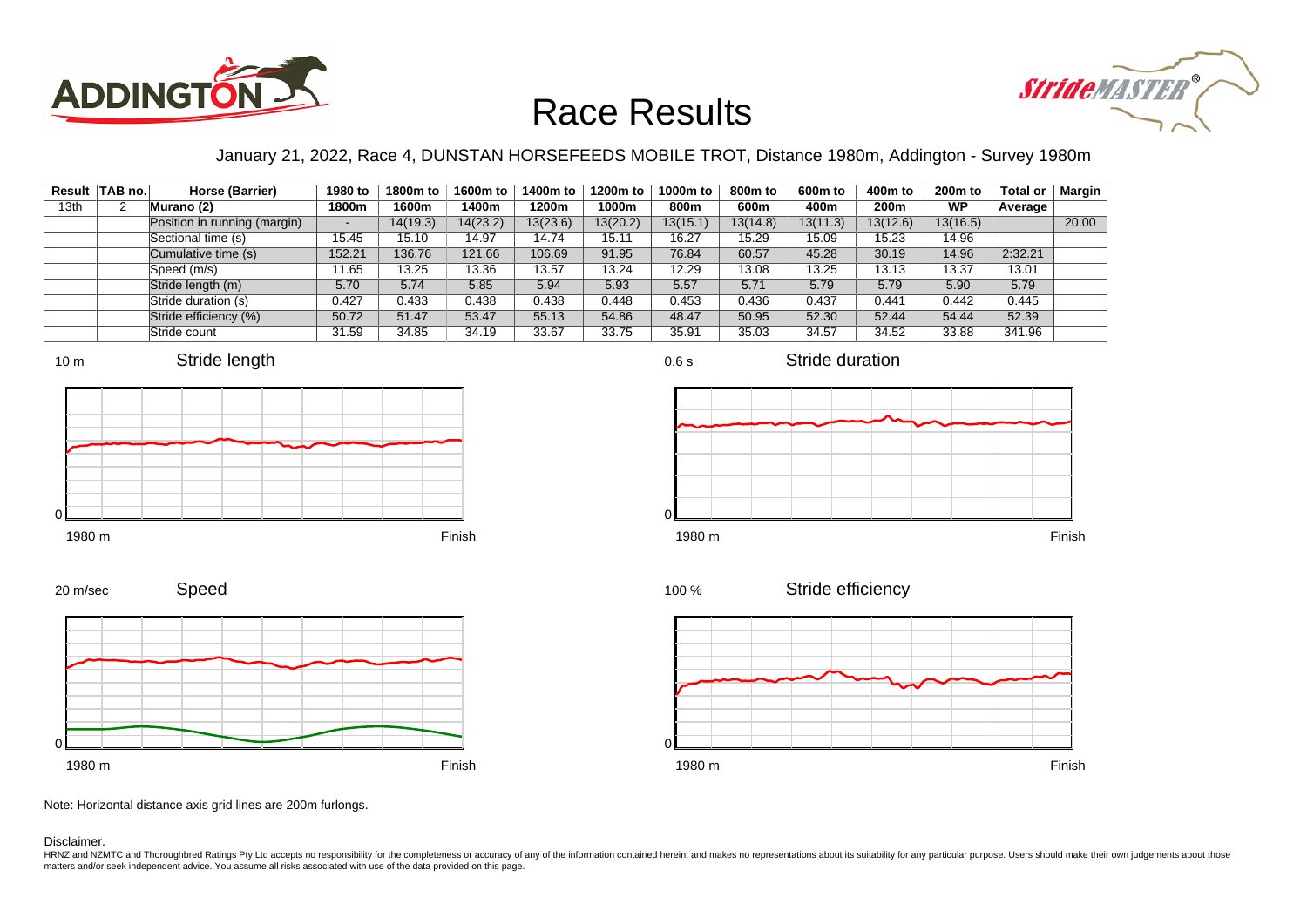# Race Results

January 21, 2022, Race 4, DUNSTAN HORSEFEEDS MOBILE TROT, Distance 1980m, Addington - Survey 1980m

| Result | TAB no. | Horse (Barrier) | 1980 to 1800m | 1800m to 1600m | 1600m to 1400m | 1400m to 1200m | 1200m to 1000m | 1000m to 800m | 800m to 600m | 600m to 400m | 400m to 200m | 200m to WP | Total or Average | Margin |
|---|---|---|---|---|---|---|---|---|---|---|---|---|---|---|
| 13th | 2 | Murano (2) | | | | | | | | | | | | |
| | | Position in running (margin) | - | 14(19.3) | 14(23.2) | 13(23.6) | 13(20.2) | 13(15.1) | 13(14.8) | 13(11.3) | 13(12.6) | 13(16.5) | | 20.00 |
| | | Sectional time (s) | 15.45 | 15.10 | 14.97 | 14.74 | 15.11 | 16.27 | 15.29 | 15.09 | 15.23 | 14.96 | | |
| | | Cumulative time (s) | 152.21 | 136.76 | 121.66 | 106.69 | 91.95 | 76.84 | 60.57 | 45.28 | 30.19 | 14.96 | 2:32.21 | |
| | | Speed (m/s) | 11.65 | 13.25 | 13.36 | 13.57 | 13.24 | 12.29 | 13.08 | 13.25 | 13.13 | 13.37 | 13.01 | |
| | | Stride length (m) | 5.70 | 5.74 | 5.85 | 5.94 | 5.93 | 5.57 | 5.71 | 5.79 | 5.79 | 5.90 | 5.79 | |
| | | Stride duration (s) | 0.427 | 0.433 | 0.438 | 0.438 | 0.448 | 0.453 | 0.436 | 0.437 | 0.441 | 0.442 | 0.445 | |
| | | Stride efficiency (%) | 50.72 | 51.47 | 53.47 | 55.13 | 54.86 | 48.47 | 50.95 | 52.30 | 52.44 | 54.44 | 52.39 | |
| | | Stride count | 31.59 | 34.85 | 34.19 | 33.67 | 33.75 | 35.91 | 35.03 | 34.57 | 34.52 | 33.88 | 341.96 | |

Note: Horizontal distance axis grid lines are 200m furlongs.

Disclaimer.

HRNZ and NZMTC and Thoroughbred Ratings Pty Ltd accepts no responsibility for the completeness or accuracy of any of the information contained herein, and makes no representations about its suitability for any particular purpose. Users should make their own judgements about those matters and/or seek independent advice. You assume all risks associated with use of the data provided on this page.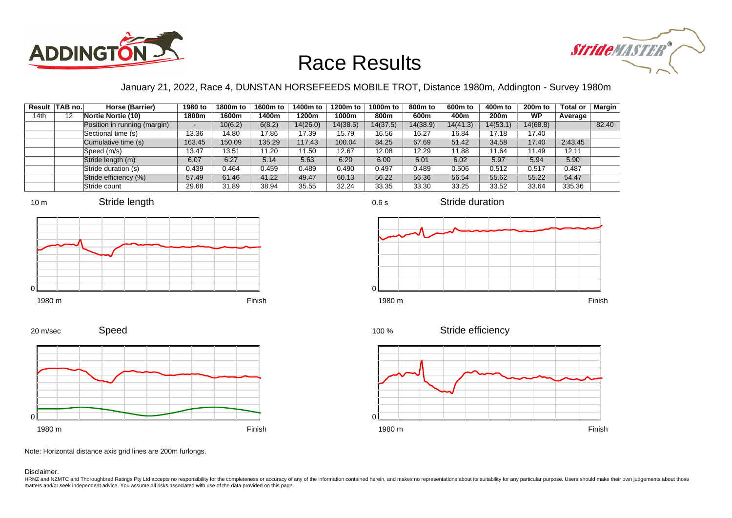# Race Results

January 21, 2022, Race 4, DUNSTAN HORSEFEEDS MOBILE TROT, Distance 1980m, Addington - Survey 1980m

| Result | TAB no. | Horse (Barrier) | 1980 to 1800m | 1800m to 1600m | 1600m to 1400m | 1400m to 1200m | 1200m to 1000m | 1000m to 800m | 800m to 600m | 600m to 400m | 400m to 200m | 200m to WP | Total or Average | Margin |
|---|---|---|---|---|---|---|---|---|---|---|---|---|---|---|
| 14th | 12 | **Nortie Nortie (10)** | | | | | | | | | | | | |
| | | Position in running (margin) | - | 10(6.2) | 6(8.2) | 14(26.0) | 14(38.5) | 14(37.5) | 14(38.9) | 14(41.3) | 14(53.1) | 14(68.8) | | 82.40 |
| | | Sectional time (s) | 13.36 | 14.80 | 17.86 | 17.39 | 15.79 | 16.56 | 16.27 | 16.84 | 17.18 | 17.40 | | |
| | | Cumulative time (s) | 163.45 | 150.09 | 135.29 | 117.43 | 100.04 | 84.25 | 67.69 | 51.42 | 34.58 | 17.40 | 2:43.45 | |
| | | Speed (m/s) | 13.47 | 13.51 | 11.20 | 11.50 | 12.67 | 12.08 | 12.29 | 11.88 | 11.64 | 11.49 | 12.11 | |
| | | Stride length (m) | 6.07 | 6.27 | 5.14 | 5.63 | 6.20 | 6.00 | 6.01 | 6.02 | 5.97 | 5.94 | 5.90 | |
| | | Stride duration (s) | 0.439 | 0.464 | 0.459 | 0.489 | 0.490 | 0.497 | 0.489 | 0.506 | 0.512 | 0.517 | 0.487 | |
| | | Stride efficiency (%) | 57.49 | 61.46 | 41.22 | 49.47 | 60.13 | 56.22 | 56.36 | 56.54 | 55.62 | 55.22 | 54.47 | |
| | | Stride count | 29.68 | 31.89 | 38.94 | 35.55 | 32.24 | 33.35 | 33.30 | 33.25 | 33.52 | 33.64 | 335.36 | |

Stride length
10 m
0
1980 m
Finish

Stride duration
0.6 s
0
1980 m
Finish

Speed
20 m/sec
0
1980 m
Finish

Stride efficiency
100 %
0
1980 m
Finish

Note: Horizontal distance axis grid lines are 200m furlongs.

Disclaimer.

HRNZ and NZMTC and Thoroughbred Ratings Pty Ltd accepts no responsibility for the completeness or accuracy of any of the information contained herein, and makes no representations about its suitability for any particular purpose. Users should make their own judgements about those matters and/or seek independent advice. You assume all risks associated with use of the data provided on this page.